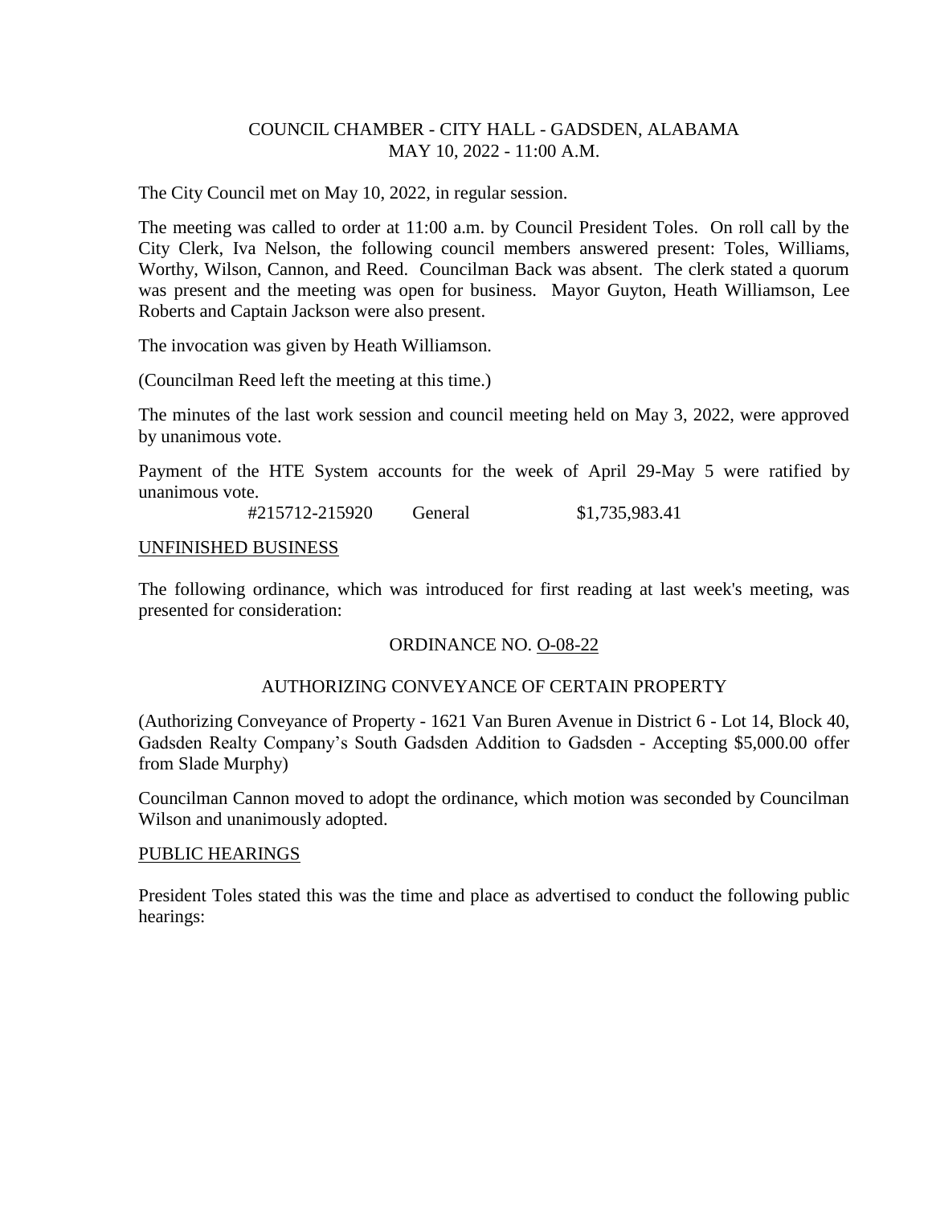COUNCIL CHAMBER - CITY HALL - GADSDEN, ALABAMA
MAY 10, 2022 - 11:00 A.M.

The City Council met on May 10, 2022, in regular session.

The meeting was called to order at 11:00 a.m. by Council President Toles. On roll call by the City Clerk, Iva Nelson, the following council members answered present: Toles, Williams, Worthy, Wilson, Cannon, and Reed. Councilman Back was absent. The clerk stated a quorum was present and the meeting was open for business. Mayor Guyton, Heath Williamson, Lee Roberts and Captain Jackson were also present.

The invocation was given by Heath Williamson.

(Councilman Reed left the meeting at this time.)

The minutes of the last work session and council meeting held on May 3, 2022, were approved by unanimous vote.

Payment of the HTE System accounts for the week of April 29-May 5 were ratified by unanimous vote.

#215712-215920 General $1,735,983.41

UNFINISHED BUSINESS

The following ordinance, which was introduced for first reading at last week's meeting, was presented for consideration:

ORDINANCE NO. O-08-22

AUTHORIZING CONVEYANCE OF CERTAIN PROPERTY

(Authorizing Conveyance of Property - 1621 Van Buren Avenue in District 6 - Lot 14, Block 40, Gadsden Realty Company's South Gadsden Addition to Gadsden - Accepting $5,000.00 offer from Slade Murphy)

Councilman Cannon moved to adopt the ordinance, which motion was seconded by Councilman Wilson and unanimously adopted.

PUBLIC HEARINGS

President Toles stated this was the time and place as advertised to conduct the following public hearings: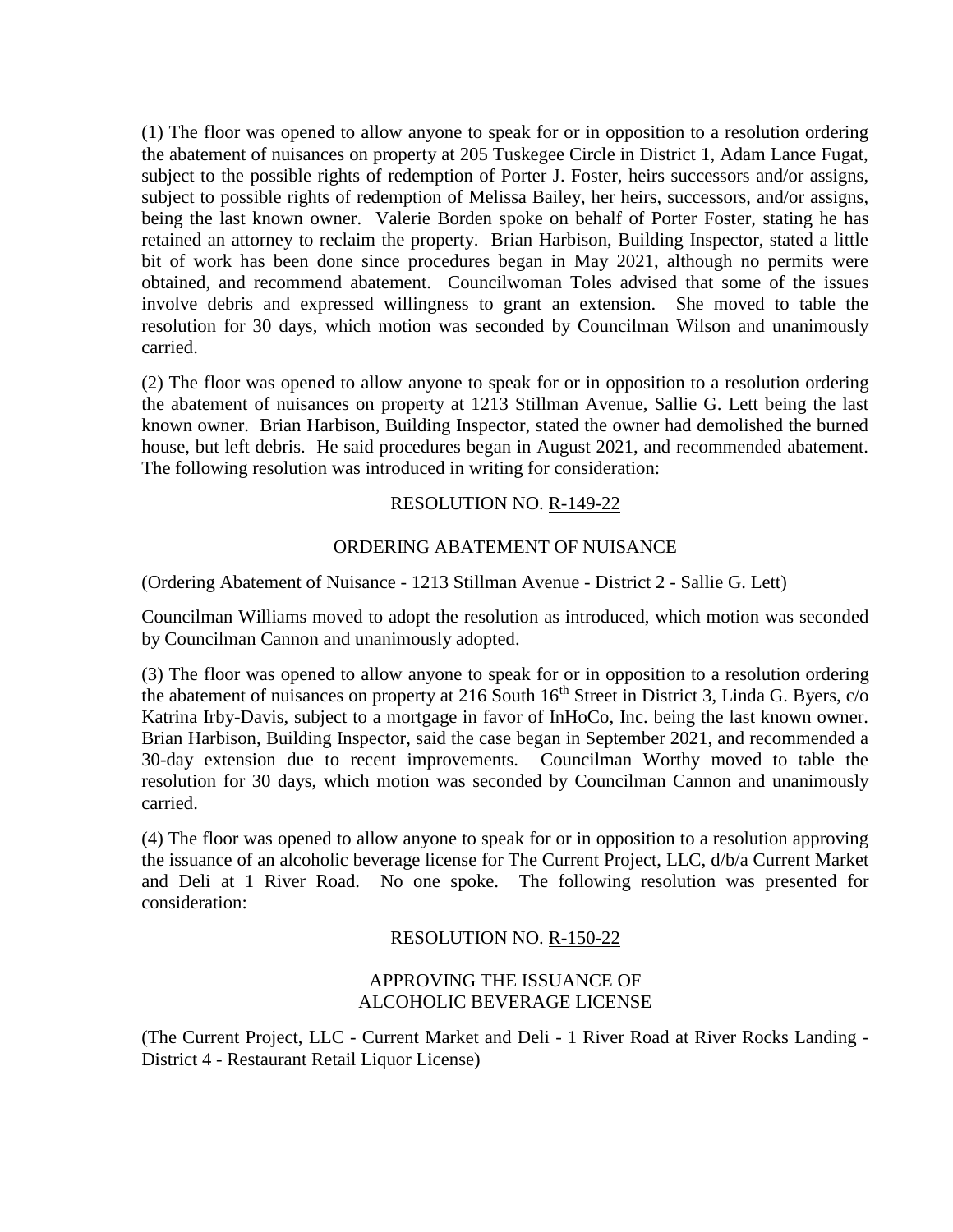(1) The floor was opened to allow anyone to speak for or in opposition to a resolution ordering the abatement of nuisances on property at 205 Tuskegee Circle in District 1, Adam Lance Fugat, subject to the possible rights of redemption of Porter J. Foster, heirs successors and/or assigns, subject to possible rights of redemption of Melissa Bailey, her heirs, successors, and/or assigns, being the last known owner. Valerie Borden spoke on behalf of Porter Foster, stating he has retained an attorney to reclaim the property. Brian Harbison, Building Inspector, stated a little bit of work has been done since procedures began in May 2021, although no permits were obtained, and recommend abatement. Councilwoman Toles advised that some of the issues involve debris and expressed willingness to grant an extension. She moved to table the resolution for 30 days, which motion was seconded by Councilman Wilson and unanimously carried.

(2) The floor was opened to allow anyone to speak for or in opposition to a resolution ordering the abatement of nuisances on property at 1213 Stillman Avenue, Sallie G. Lett being the last known owner. Brian Harbison, Building Inspector, stated the owner had demolished the burned house, but left debris. He said procedures began in August 2021, and recommended abatement. The following resolution was introduced in writing for consideration:

RESOLUTION NO. R-149-22

ORDERING ABATEMENT OF NUISANCE

(Ordering Abatement of Nuisance - 1213 Stillman Avenue - District 2 - Sallie G. Lett)

Councilman Williams moved to adopt the resolution as introduced, which motion was seconded by Councilman Cannon and unanimously adopted.

(3) The floor was opened to allow anyone to speak for or in opposition to a resolution ordering the abatement of nuisances on property at 216 South 16th Street in District 3, Linda G. Byers, c/o Katrina Irby-Davis, subject to a mortgage in favor of InHoCo, Inc. being the last known owner. Brian Harbison, Building Inspector, said the case began in September 2021, and recommended a 30-day extension due to recent improvements. Councilman Worthy moved to table the resolution for 30 days, which motion was seconded by Councilman Cannon and unanimously carried.

(4) The floor was opened to allow anyone to speak for or in opposition to a resolution approving the issuance of an alcoholic beverage license for The Current Project, LLC, d/b/a Current Market and Deli at 1 River Road. No one spoke. The following resolution was presented for consideration:

RESOLUTION NO. R-150-22

APPROVING THE ISSUANCE OF
ALCOHOLIC BEVERAGE LICENSE

(The Current Project, LLC - Current Market and Deli - 1 River Road at River Rocks Landing - District 4 - Restaurant Retail Liquor License)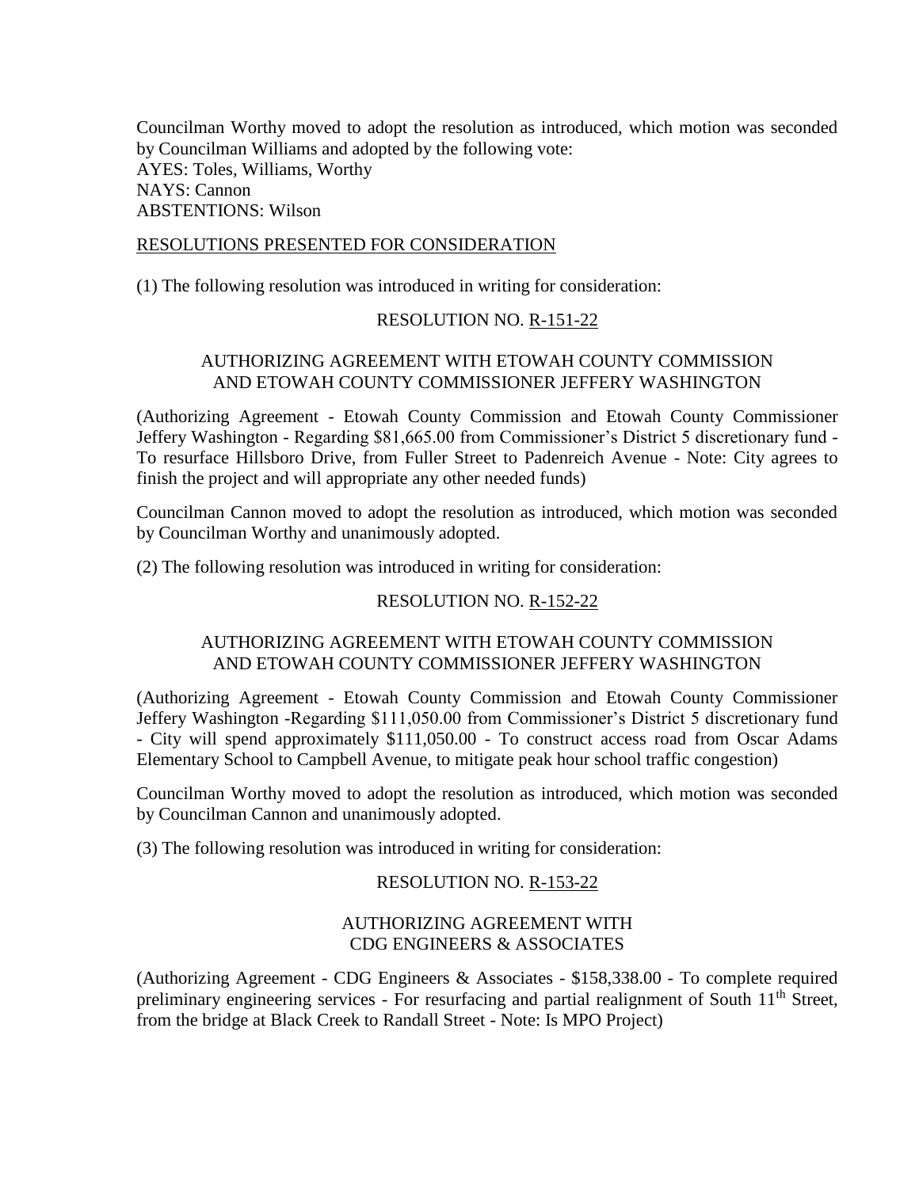Councilman Worthy moved to adopt the resolution as introduced, which motion was seconded by Councilman Williams and adopted by the following vote:
AYES: Toles, Williams, Worthy
NAYS: Cannon
ABSTENTIONS: Wilson

RESOLUTIONS PRESENTED FOR CONSIDERATION

(1) The following resolution was introduced in writing for consideration:

RESOLUTION NO. R-151-22

AUTHORIZING AGREEMENT WITH ETOWAH COUNTY COMMISSION AND ETOWAH COUNTY COMMISSIONER JEFFERY WASHINGTON

(Authorizing Agreement - Etowah County Commission and Etowah County Commissioner Jeffery Washington - Regarding $81,665.00 from Commissioner's District 5 discretionary fund - To resurface Hillsboro Drive, from Fuller Street to Padenreich Avenue - Note: City agrees to finish the project and will appropriate any other needed funds)

Councilman Cannon moved to adopt the resolution as introduced, which motion was seconded by Councilman Worthy and unanimously adopted.

(2) The following resolution was introduced in writing for consideration:

RESOLUTION NO. R-152-22

AUTHORIZING AGREEMENT WITH ETOWAH COUNTY COMMISSION AND ETOWAH COUNTY COMMISSIONER JEFFERY WASHINGTON

(Authorizing Agreement - Etowah County Commission and Etowah County Commissioner Jeffery Washington -Regarding $111,050.00 from Commissioner's District 5 discretionary fund - City will spend approximately $111,050.00 - To construct access road from Oscar Adams Elementary School to Campbell Avenue, to mitigate peak hour school traffic congestion)

Councilman Worthy moved to adopt the resolution as introduced, which motion was seconded by Councilman Cannon and unanimously adopted.

(3) The following resolution was introduced in writing for consideration:

RESOLUTION NO. R-153-22

AUTHORIZING AGREEMENT WITH CDG ENGINEERS & ASSOCIATES

(Authorizing Agreement - CDG Engineers & Associates - $158,338.00 - To complete required preliminary engineering services - For resurfacing and partial realignment of South 11th Street, from the bridge at Black Creek to Randall Street - Note: Is MPO Project)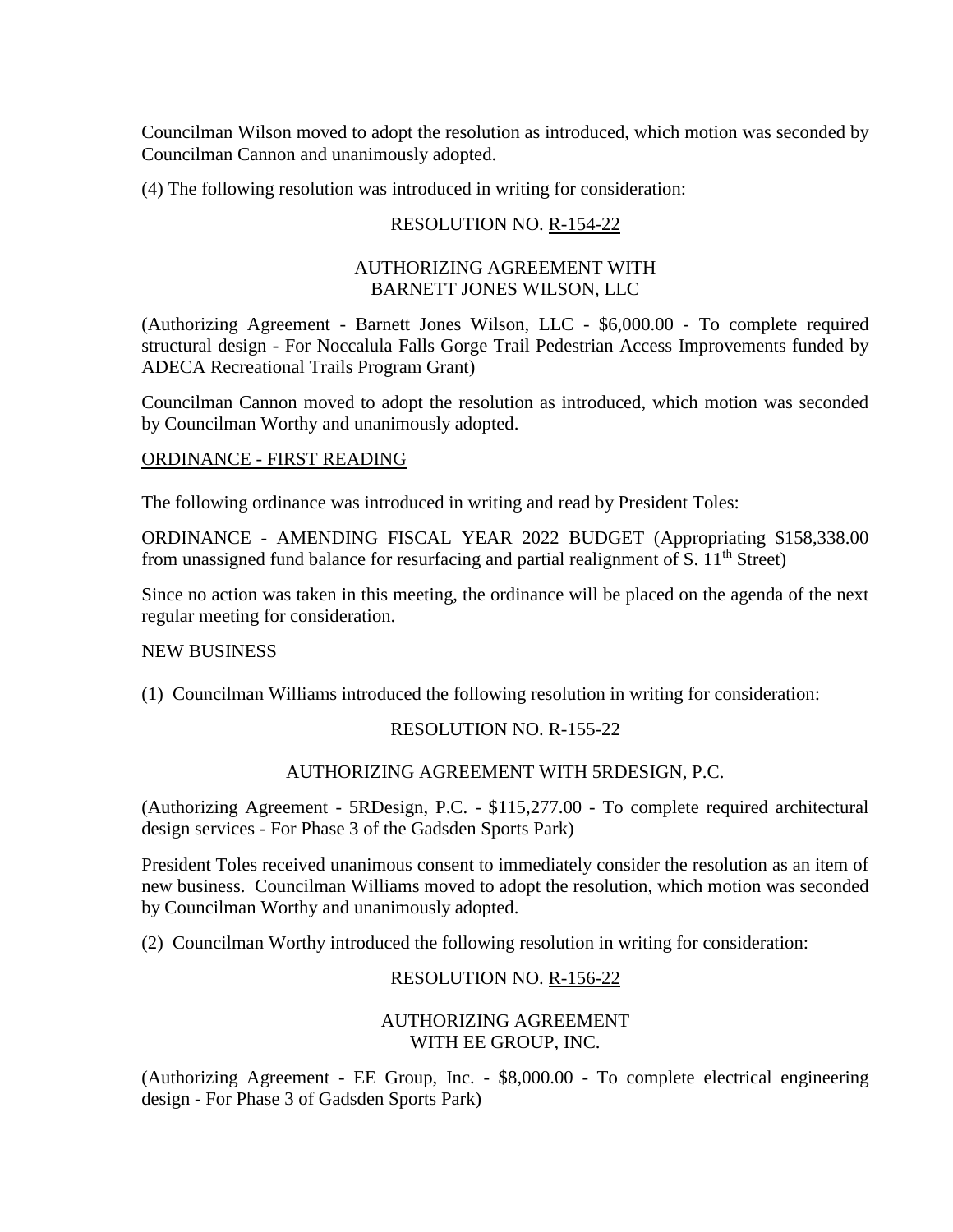Councilman Wilson moved to adopt the resolution as introduced, which motion was seconded by Councilman Cannon and unanimously adopted.

(4) The following resolution was introduced in writing for consideration:

RESOLUTION NO. R-154-22

AUTHORIZING AGREEMENT WITH
BARNETT JONES WILSON, LLC

(Authorizing Agreement - Barnett Jones Wilson, LLC - $6,000.00 - To complete required structural design - For Noccalula Falls Gorge Trail Pedestrian Access Improvements funded by ADECA Recreational Trails Program Grant)

Councilman Cannon moved to adopt the resolution as introduced, which motion was seconded by Councilman Worthy and unanimously adopted.

## ORDINANCE - FIRST READING

The following ordinance was introduced in writing and read by President Toles:

ORDINANCE - AMENDING FISCAL YEAR 2022 BUDGET (Appropriating $158,338.00 from unassigned fund balance for resurfacing and partial realignment of S. 11th Street)

Since no action was taken in this meeting, the ordinance will be placed on the agenda of the next regular meeting for consideration.

## NEW BUSINESS

(1) Councilman Williams introduced the following resolution in writing for consideration:

RESOLUTION NO. R-155-22

AUTHORIZING AGREEMENT WITH 5RDESIGN, P.C.

(Authorizing Agreement - 5RDesign, P.C. - $115,277.00 - To complete required architectural design services - For Phase 3 of the Gadsden Sports Park)

President Toles received unanimous consent to immediately consider the resolution as an item of new business. Councilman Williams moved to adopt the resolution, which motion was seconded by Councilman Worthy and unanimously adopted.

(2) Councilman Worthy introduced the following resolution in writing for consideration:

RESOLUTION NO. R-156-22

AUTHORIZING AGREEMENT
WITH EE GROUP, INC.

(Authorizing Agreement - EE Group, Inc. - $8,000.00 - To complete electrical engineering design - For Phase 3 of Gadsden Sports Park)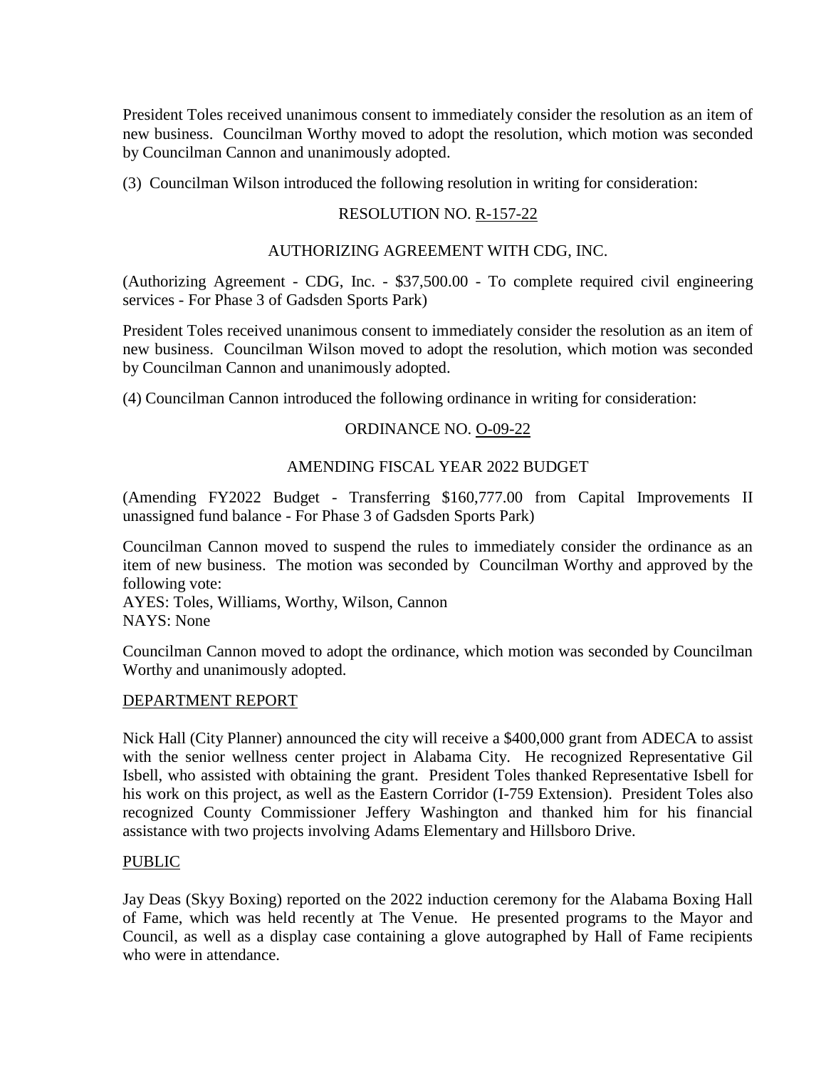President Toles received unanimous consent to immediately consider the resolution as an item of new business. Councilman Worthy moved to adopt the resolution, which motion was seconded by Councilman Cannon and unanimously adopted.

(3) Councilman Wilson introduced the following resolution in writing for consideration:

RESOLUTION NO. R-157-22

AUTHORIZING AGREEMENT WITH CDG, INC.

(Authorizing Agreement - CDG, Inc. - $37,500.00 - To complete required civil engineering services - For Phase 3 of Gadsden Sports Park)

President Toles received unanimous consent to immediately consider the resolution as an item of new business. Councilman Wilson moved to adopt the resolution, which motion was seconded by Councilman Cannon and unanimously adopted.

(4) Councilman Cannon introduced the following ordinance in writing for consideration:

ORDINANCE NO. O-09-22

AMENDING FISCAL YEAR 2022 BUDGET

(Amending FY2022 Budget - Transferring $160,777.00 from Capital Improvements II unassigned fund balance - For Phase 3 of Gadsden Sports Park)

Councilman Cannon moved to suspend the rules to immediately consider the ordinance as an item of new business. The motion was seconded by Councilman Worthy and approved by the following vote:
AYES: Toles, Williams, Worthy, Wilson, Cannon
NAYS: None

Councilman Cannon moved to adopt the ordinance, which motion was seconded by Councilman Worthy and unanimously adopted.

DEPARTMENT REPORT

Nick Hall (City Planner) announced the city will receive a $400,000 grant from ADECA to assist with the senior wellness center project in Alabama City. He recognized Representative Gil Isbell, who assisted with obtaining the grant. President Toles thanked Representative Isbell for his work on this project, as well as the Eastern Corridor (I-759 Extension). President Toles also recognized County Commissioner Jeffery Washington and thanked him for his financial assistance with two projects involving Adams Elementary and Hillsboro Drive.

PUBLIC

Jay Deas (Skyy Boxing) reported on the 2022 induction ceremony for the Alabama Boxing Hall of Fame, which was held recently at The Venue. He presented programs to the Mayor and Council, as well as a display case containing a glove autographed by Hall of Fame recipients who were in attendance.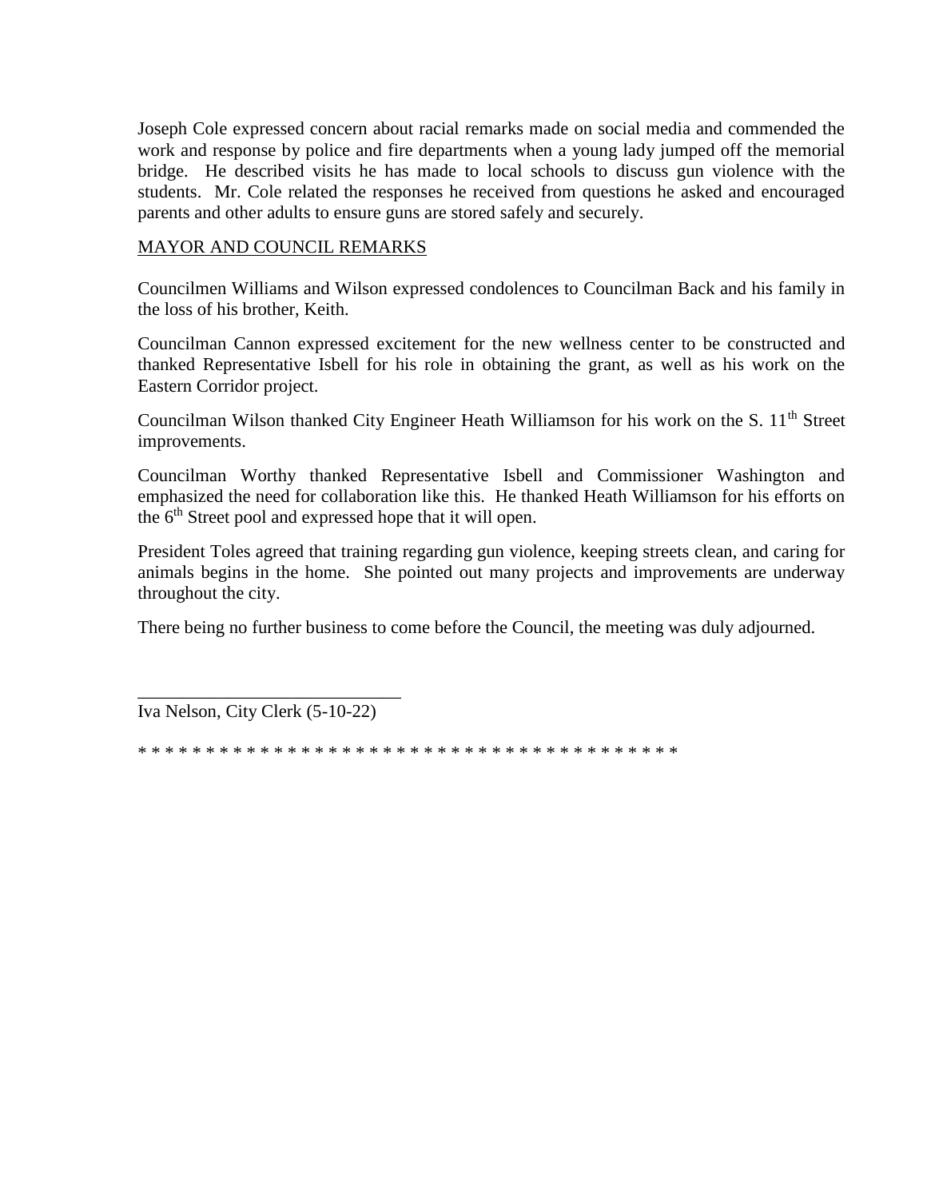Joseph Cole expressed concern about racial remarks made on social media and commended the work and response by police and fire departments when a young lady jumped off the memorial bridge. He described visits he has made to local schools to discuss gun violence with the students. Mr. Cole related the responses he received from questions he asked and encouraged parents and other adults to ensure guns are stored safely and securely.

<u>MAYOR AND COUNCIL REMARKS</u>

Councilmen Williams and Wilson expressed condolences to Councilman Back and his family in the loss of his brother, Keith.

Councilman Cannon expressed excitement for the new wellness center to be constructed and thanked Representative Isbell for his role in obtaining the grant, as well as his work on the Eastern Corridor project.

Councilman Wilson thanked City Engineer Heath Williamson for his work on the S. 11th Street improvements.

Councilman Worthy thanked Representative Isbell and Commissioner Washington and emphasized the need for collaboration like this. He thanked Heath Williamson for his efforts on the 6th Street pool and expressed hope that it will open.

President Toles agreed that training regarding gun violence, keeping streets clean, and caring for animals begins in the home. She pointed out many projects and improvements are underway throughout the city.

There being no further business to come before the Council, the meeting was duly adjourned.

_____________________________
Iva Nelson, City Clerk (5-10-22)

* * * * * * * * * * * * * * * * * * * * * * * * * * * * * * * * * * * * * * * *